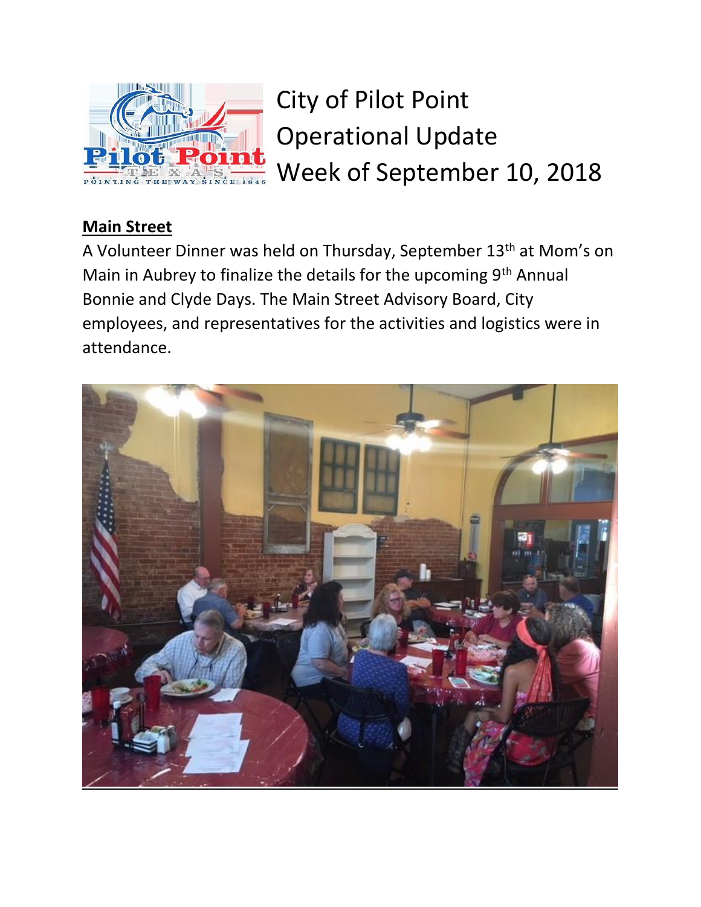# City of Pilot Point Operational Update Week of September 10, 2018

## Main Street

A Volunteer Dinner was held on Thursday, September 13th at Mom's on Main in Aubrey to finalize the details for the upcoming 9th Annual Bonnie and Clyde Days. The Main Street Advisory Board, City employees, and representatives for the activities and logistics were in attendance.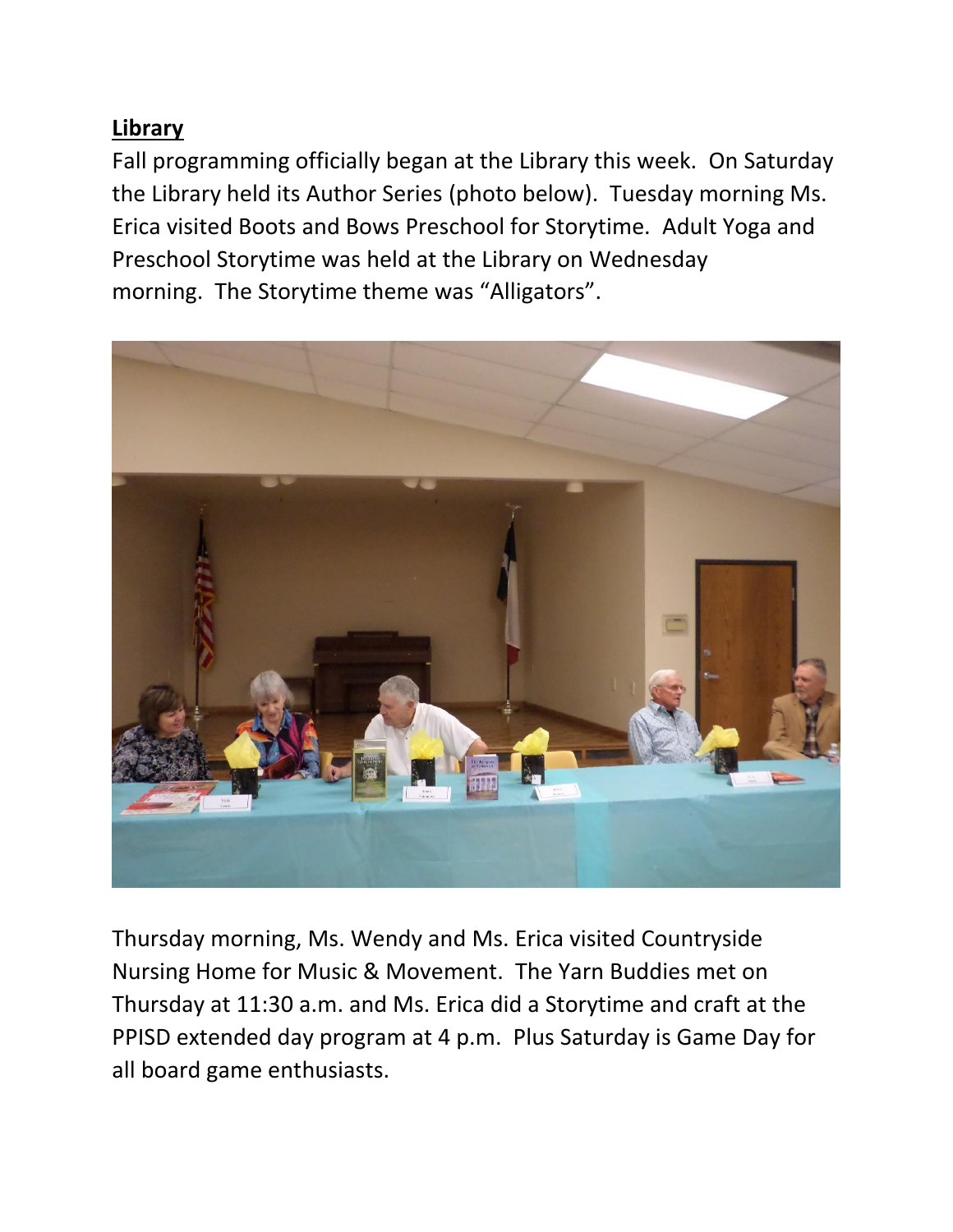**Library**

Fall programming officially began at the Library this week. On Saturday the Library held its Author Series (photo below). Tuesday morning Ms. Erica visited Boots and Bows Preschool for Storytime. Adult Yoga and Preschool Storytime was held at the Library on Wednesday morning. The Storytime theme was "Alligators".

Thursday morning, Ms. Wendy and Ms. Erica visited Countryside Nursing Home for Music & Movement. The Yarn Buddies met on Thursday at 11:30 a.m. and Ms. Erica did a Storytime and craft at the PPISD extended day program at 4 p.m. Plus Saturday is Game Day for all board game enthusiasts.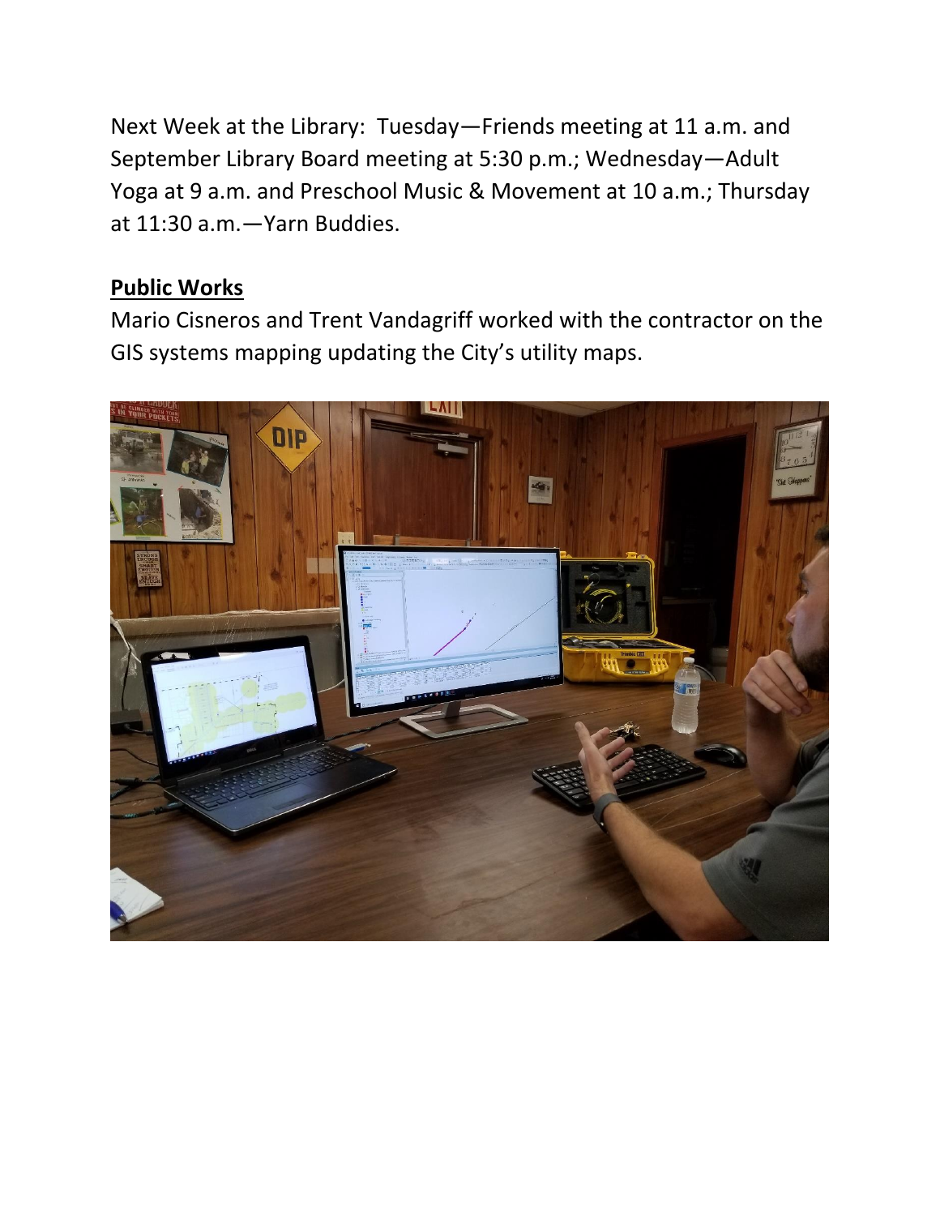Next Week at the Library: Tuesday—Friends meeting at 11 a.m. and September Library Board meeting at 5:30 p.m.; Wednesday—Adult Yoga at 9 a.m. and Preschool Music & Movement at 10 a.m.; Thursday at 11:30 a.m.—Yarn Buddies.

**Public Works**

Mario Cisneros and Trent Vandagriff worked with the contractor on the GIS systems mapping updating the City's utility maps.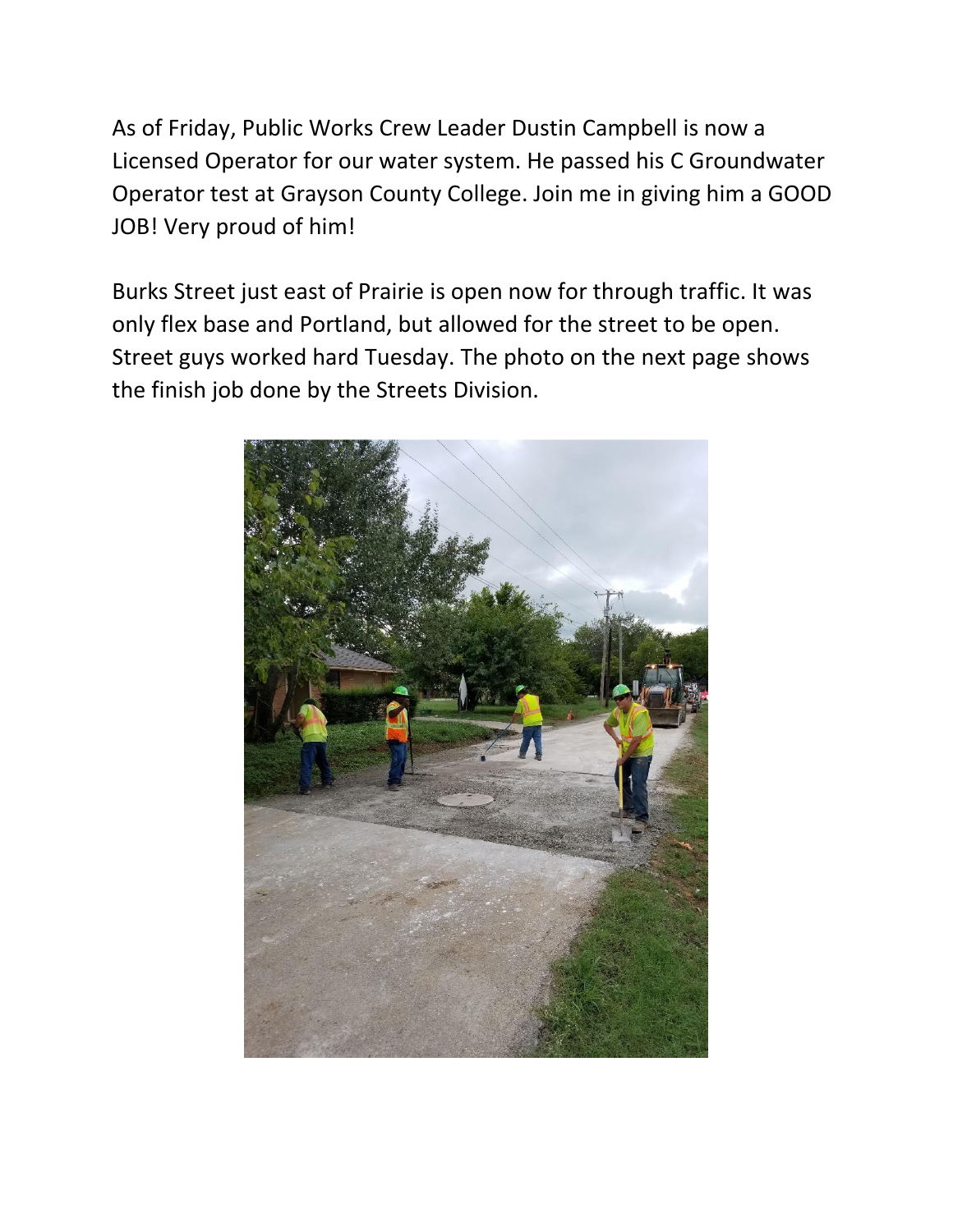As of Friday, Public Works Crew Leader Dustin Campbell is now a Licensed Operator for our water system. He passed his C Groundwater Operator test at Grayson County College. Join me in giving him a GOOD JOB! Very proud of him!

Burks Street just east of Prairie is open now for through traffic. It was only flex base and Portland, but allowed for the street to be open. Street guys worked hard Tuesday. The photo on the next page shows the finish job done by the Streets Division.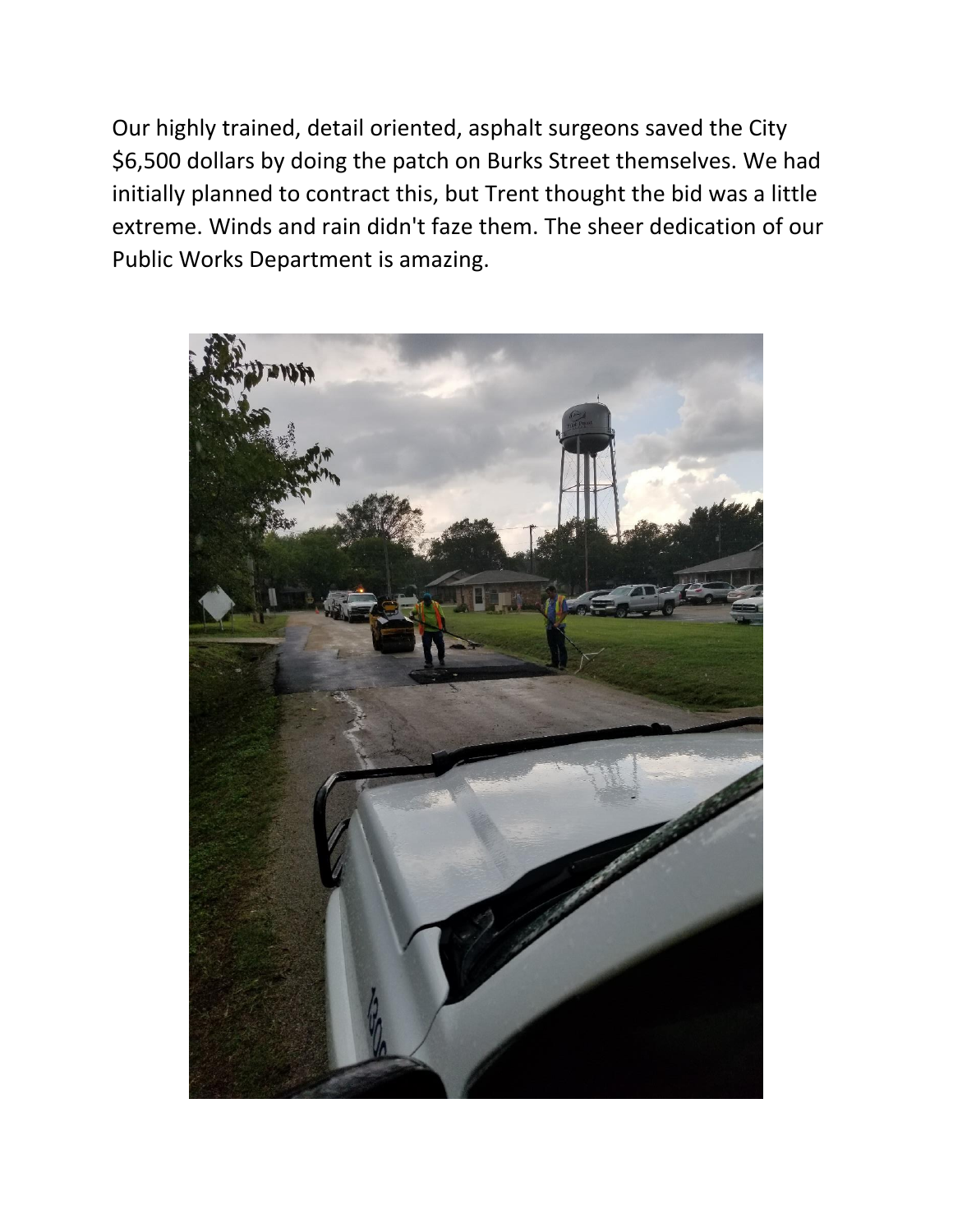Our highly trained, detail oriented, asphalt surgeons saved the City $6,500 dollars by doing the patch on Burks Street themselves. We had initially planned to contract this, but Trent thought the bid was a little extreme. Winds and rain didn't faze them. The sheer dedication of our Public Works Department is amazing.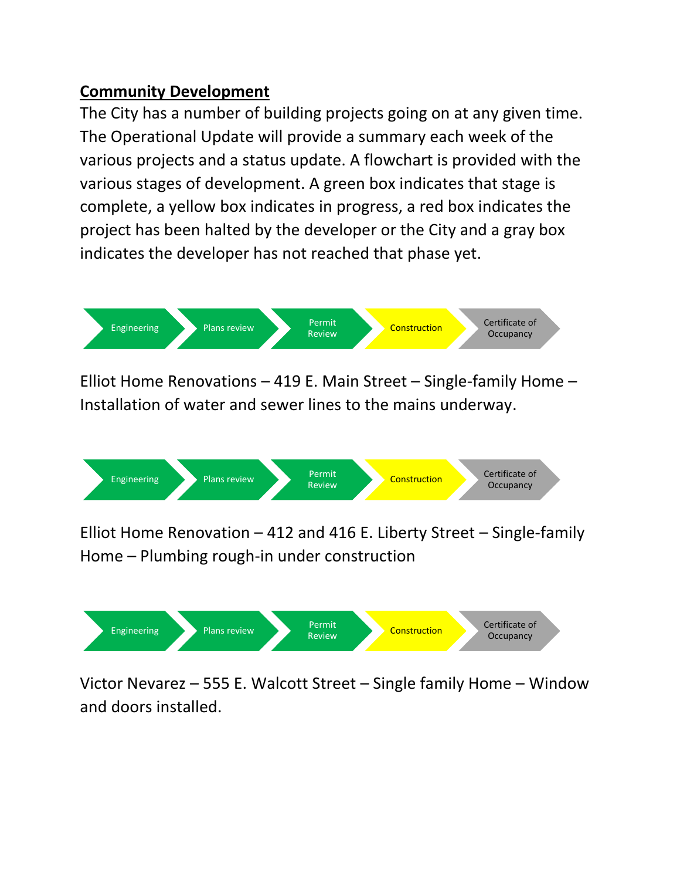**Community Development**

The City has a number of building projects going on at any given time. The Operational Update will provide a summary each week of the various projects and a status update. A flowchart is provided with the various stages of development. A green box indicates that stage is complete, a yellow box indicates in progress, a red box indicates the project has been halted by the developer or the City and a gray box indicates the developer has not reached that phase yet.

Engineering → Plans review → Permit Review → Construction → Certificate of Occupancy

Elliot Home Renovations – 419 E. Main Street – Single-family Home – Installation of water and sewer lines to the mains underway.

Engineering → Plans review → Permit Review → Construction → Certificate of Occupancy

Elliot Home Renovation – 412 and 416 E. Liberty Street – Single-family Home – Plumbing rough-in under construction

Engineering → Plans review → Permit Review → Construction → Certificate of Occupancy

Victor Nevarez – 555 E. Walcott Street – Single family Home – Window and doors installed.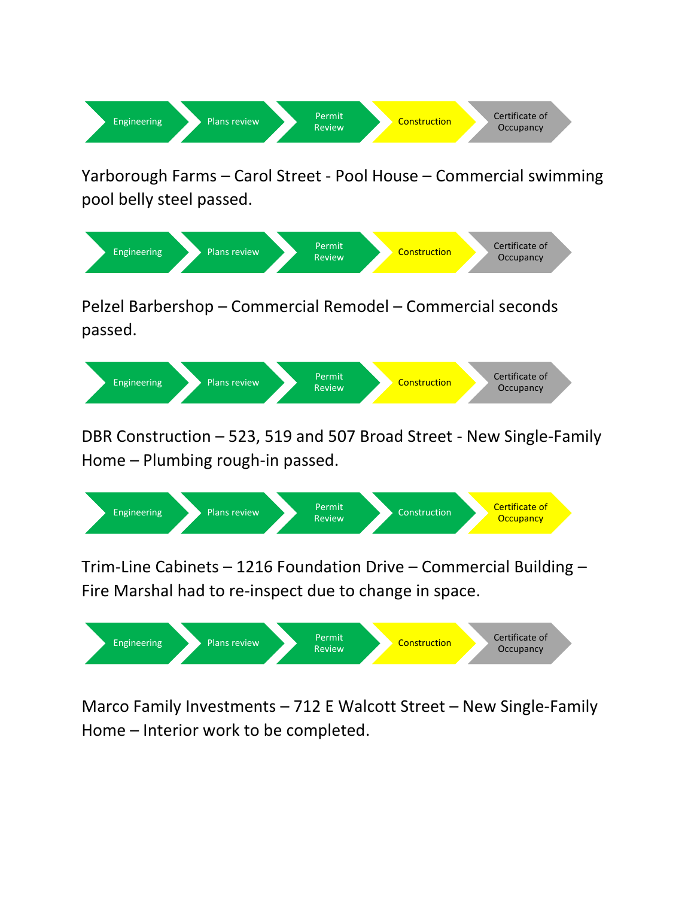Engineering → Plans review → Permit Review → Construction → Certificate of Occupancy

Yarborough Farms – Carol Street - Pool House – Commercial swimming pool belly steel passed.

Engineering → Plans review → Permit Review → Construction → Certificate of Occupancy

Pelzel Barbershop – Commercial Remodel – Commercial seconds passed.

Engineering → Plans review → Permit Review → Construction → Certificate of Occupancy

DBR Construction – 523, 519 and 507 Broad Street - New Single-Family Home – Plumbing rough-in passed.

Engineering → Plans review → Permit Review → Construction → Certificate of Occupancy

Trim-Line Cabinets – 1216 Foundation Drive – Commercial Building – Fire Marshal had to re-inspect due to change in space.

Engineering → Plans review → Permit Review → Construction → Certificate of Occupancy

Marco Family Investments – 712 E Walcott Street – New Single-Family Home – Interior work to be completed.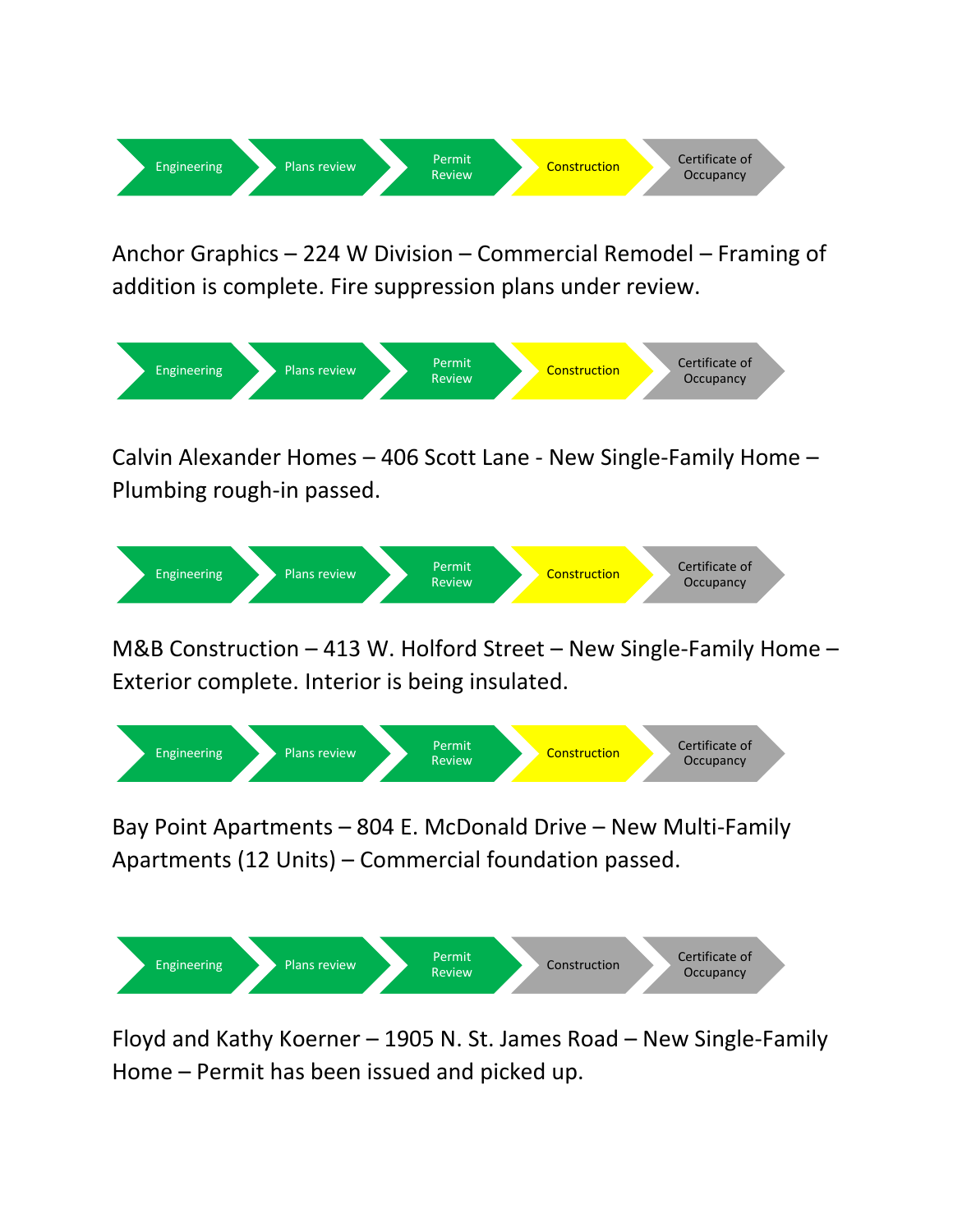Engineering → Plans review → Permit Review → Construction → Certificate of Occupancy

Anchor Graphics – 224 W Division – Commercial Remodel – Framing of addition is complete. Fire suppression plans under review.

Engineering → Plans review → Permit Review → Construction → Certificate of Occupancy

Calvin Alexander Homes – 406 Scott Lane - New Single-Family Home – Plumbing rough-in passed.

Engineering → Plans review → Permit Review → Construction → Certificate of Occupancy

M&B Construction – 413 W. Holford Street – New Single-Family Home – Exterior complete. Interior is being insulated.

Engineering → Plans review → Permit Review → Construction → Certificate of Occupancy

Bay Point Apartments – 804 E. McDonald Drive – New Multi-Family Apartments (12 Units) – Commercial foundation passed.

Engineering → Plans review → Permit Review → Construction → Certificate of Occupancy

Floyd and Kathy Koerner – 1905 N. St. James Road – New Single-Family Home – Permit has been issued and picked up.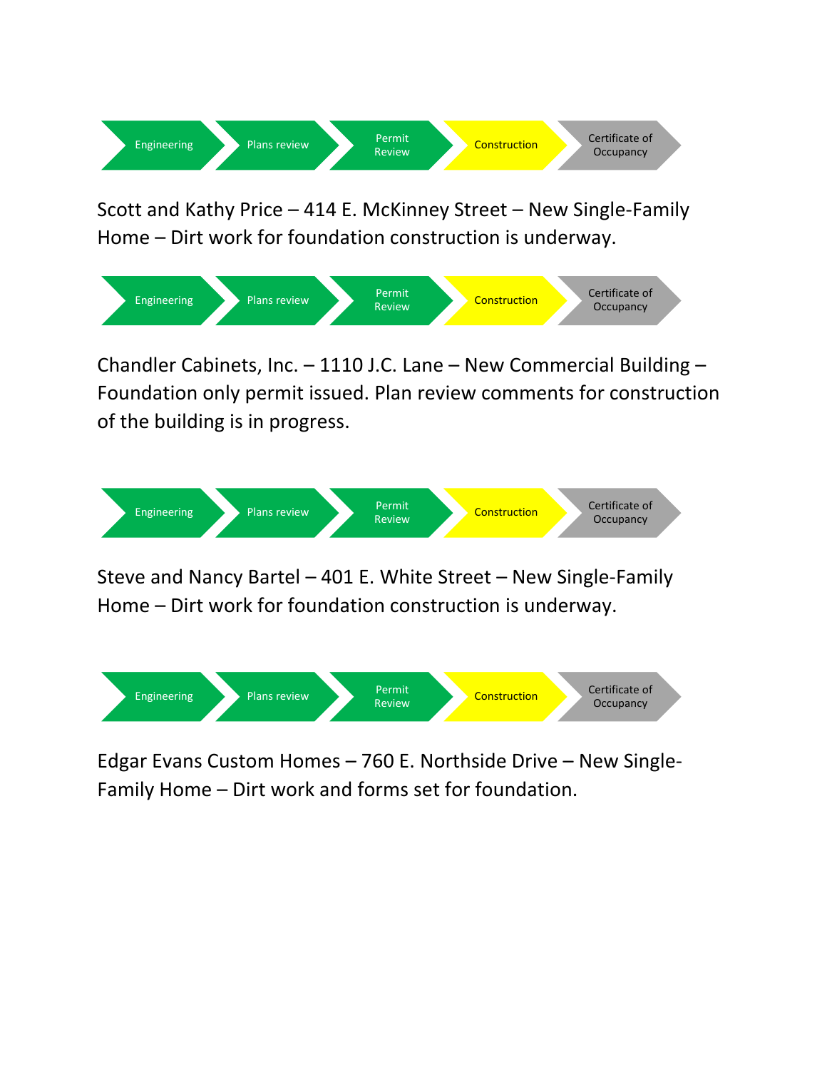Engineering
Plans review
Permit Review
Construction
Certificate of Occupancy

Scott and Kathy Price – 414 E. McKinney Street – New Single-Family Home – Dirt work for foundation construction is underway.

Engineering
Plans review
Permit Review
Construction
Certificate of Occupancy

Chandler Cabinets, Inc. – 1110 J.C. Lane – New Commercial Building – Foundation only permit issued. Plan review comments for construction of the building is in progress.

Engineering
Plans review
Permit Review
Construction
Certificate of Occupancy

Steve and Nancy Bartel – 401 E. White Street – New Single-Family Home – Dirt work for foundation construction is underway.

Engineering
Plans review
Permit Review
Construction
Certificate of Occupancy

Edgar Evans Custom Homes – 760 E. Northside Drive – New Single-Family Home – Dirt work and forms set for foundation.